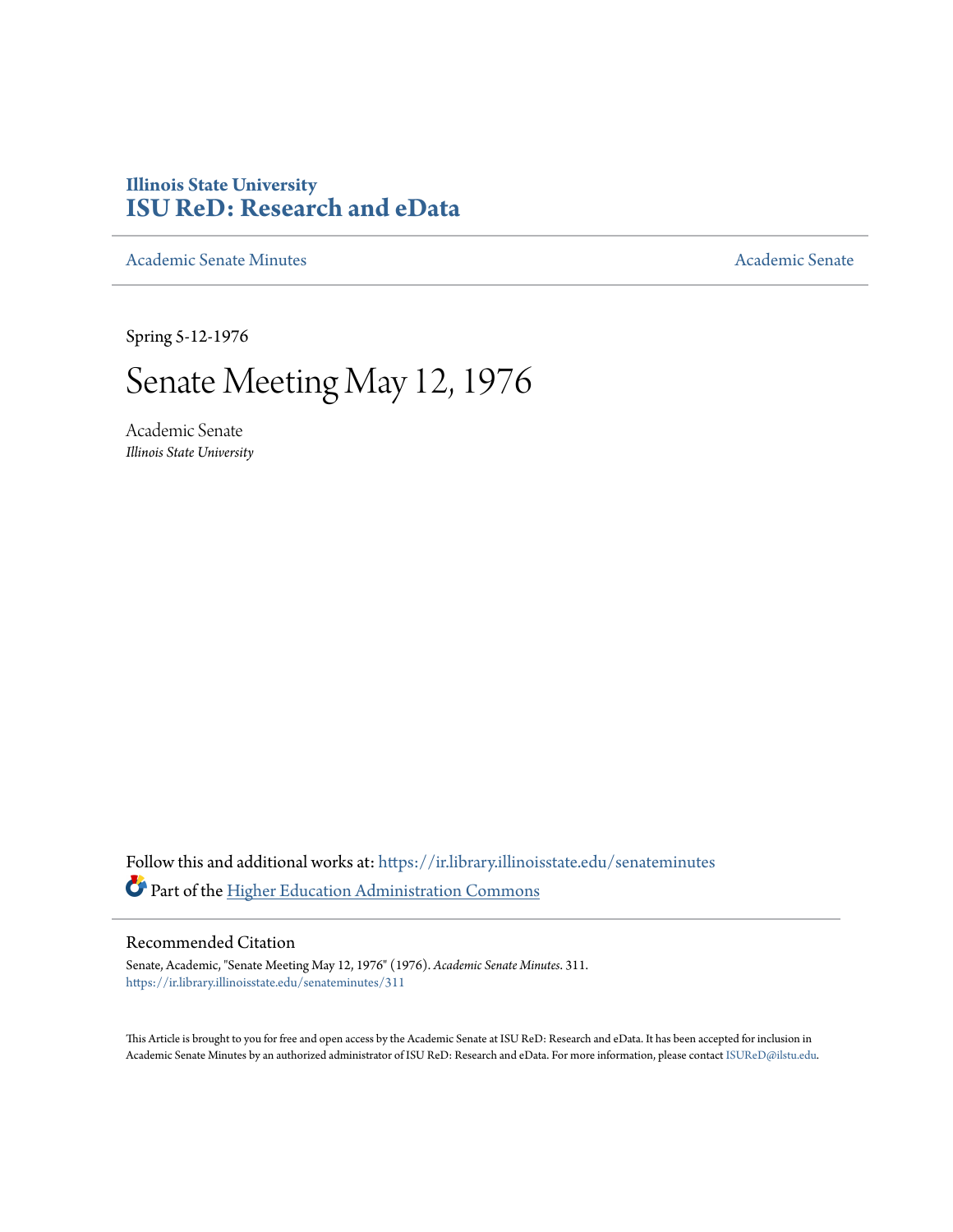**Illinois State University**
**ISU ReD: Research and eData**

Academic Senate Minutes — Academic Senate

Spring 5-12-1976

# Senate Meeting May 12, 1976

Academic Senate
*Illinois State University*

Follow this and additional works at: https://ir.library.illinoisstate.edu/senateminutes

Part of the Higher Education Administration Commons

## Recommended Citation

Senate, Academic, "Senate Meeting May 12, 1976" (1976). *Academic Senate Minutes*. 311.
https://ir.library.illinoisstate.edu/senateminutes/311

This Article is brought to you for free and open access by the Academic Senate at ISU ReD: Research and eData. It has been accepted for inclusion in Academic Senate Minutes by an authorized administrator of ISU ReD: Research and eData. For more information, please contact ISUReD@ilstu.edu.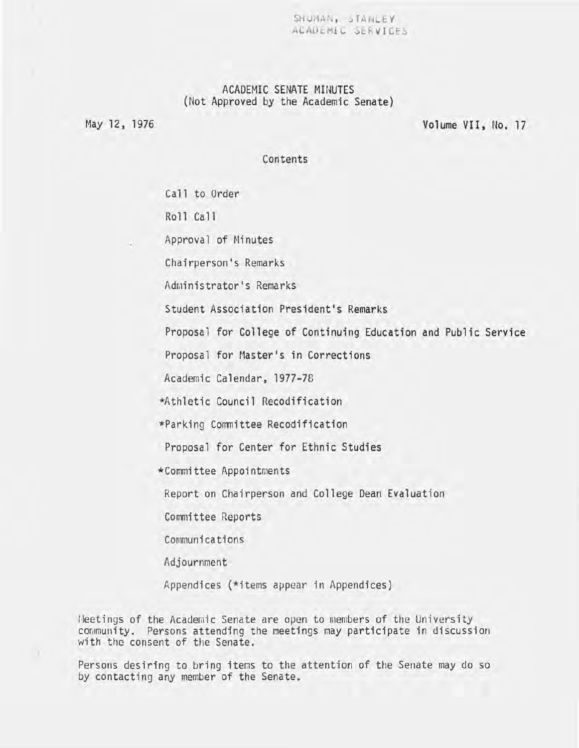SHUMAN, STANLEY
ACADEMIC SERVICES

# ACADEMIC SENATE MINUTES
(Not Approved by the Academic Senate)

May 12, 1976 — Volume VII, No. 17

## Contents

Call to Order

Roll Call

Approval of Minutes

Chairperson's Remarks

Administrator's Remarks

Student Association President's Remarks

Proposal for College of Continuing Education and Public Service

Proposal for Master's in Corrections

Academic Calendar, 1977-78

*Athletic Council Recodification

*Parking Committee Recodification

Proposal for Center for Ethnic Studies

*Committee Appointments

Report on Chairperson and College Dean Evaluation

Committee Reports

Communications

Adjournment

Appendices (*items appear in Appendices)

Meetings of the Academic Senate are open to members of the University community. Persons attending the meetings may participate in discussion with the consent of the Senate.

Persons desiring to bring items to the attention of the Senate may do so by contacting any member of the Senate.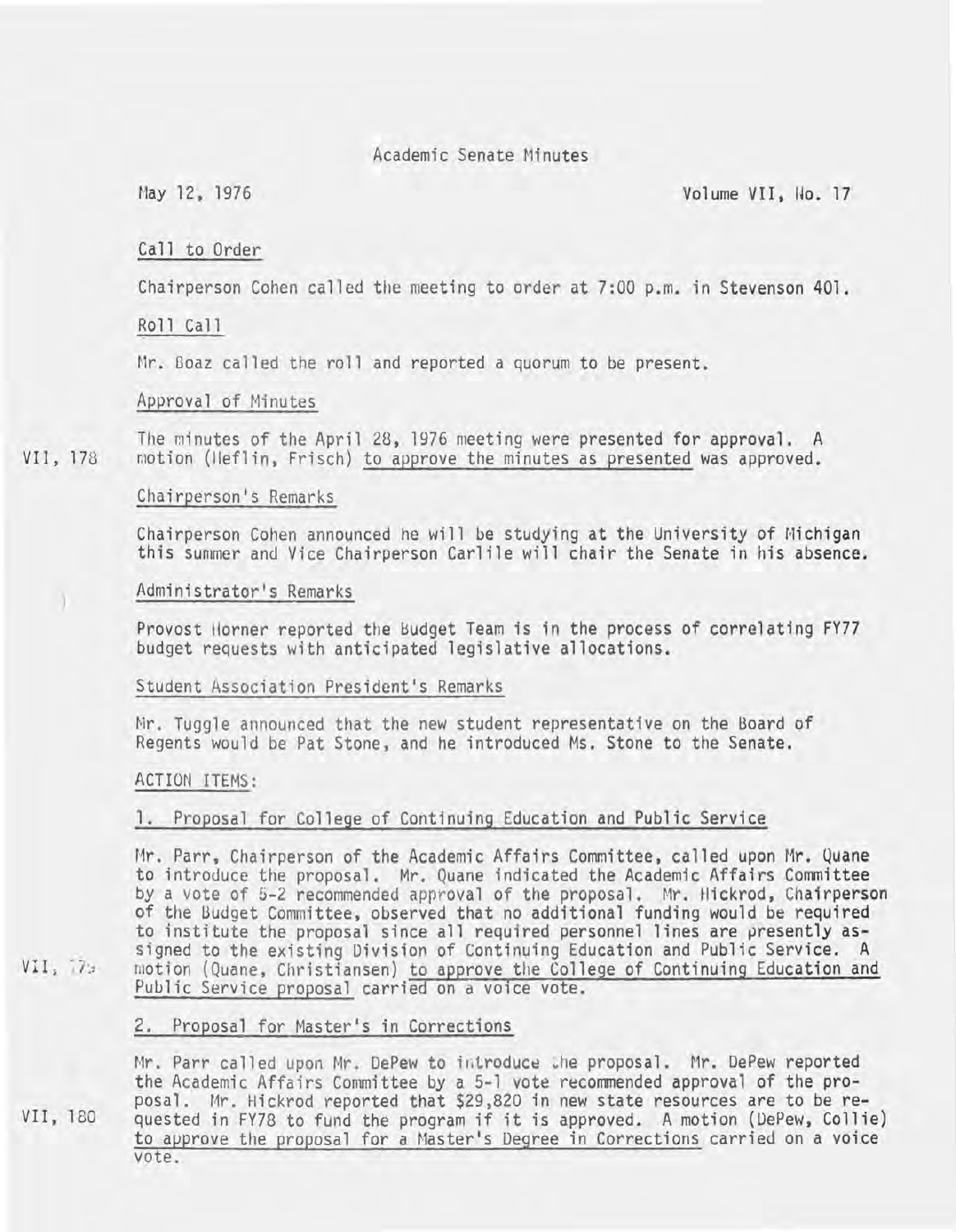# Academic Senate Minutes

May 12, 1976 Volume VII, No. 17

## Call to Order

Chairperson Cohen called the meeting to order at 7:00 p.m. in Stevenson 401.

## Roll Call

Mr. Boaz called the roll and reported a quorum to be present.

## Approval of Minutes

VII, 178 — The minutes of the April 28, 1976 meeting were presented for approval. A motion (Heflin, Frisch) to approve the minutes as presented was approved.

## Chairperson's Remarks

Chairperson Cohen announced he will be studying at the University of Michigan this summer and Vice Chairperson Carlile will chair the Senate in his absence.

## Administrator's Remarks

Provost Horner reported the Budget Team is in the process of correlating FY77 budget requests with anticipated legislative allocations.

## Student Association President's Remarks

Mr. Tuggle announced that the new student representative on the Board of Regents would be Pat Stone, and he introduced Ms. Stone to the Senate.

## ACTION ITEMS:

### 1. Proposal for College of Continuing Education and Public Service

VII, 179 — Mr. Parr, Chairperson of the Academic Affairs Committee, called upon Mr. Quane to introduce the proposal. Mr. Quane indicated the Academic Affairs Committee by a vote of 5-2 recommended approval of the proposal. Mr. Hickrod, Chairperson of the Budget Committee, observed that no additional funding would be required to institute the proposal since all required personnel lines are presently assigned to the existing Division of Continuing Education and Public Service. A motion (Quane, Christiansen) to approve the College of Continuing Education and Public Service proposal carried on a voice vote.

### 2. Proposal for Master's in Corrections

VII, 180 — Mr. Parr called upon Mr. DePew to introduce the proposal. Mr. DePew reported the Academic Affairs Committee by a 5-1 vote recommended approval of the proposal. Mr. Hickrod reported that $29,820 in new state resources are to be requested in FY78 to fund the program if it is approved. A motion (DePew, Collie) to approve the proposal for a Master's Degree in Corrections carried on a voice vote.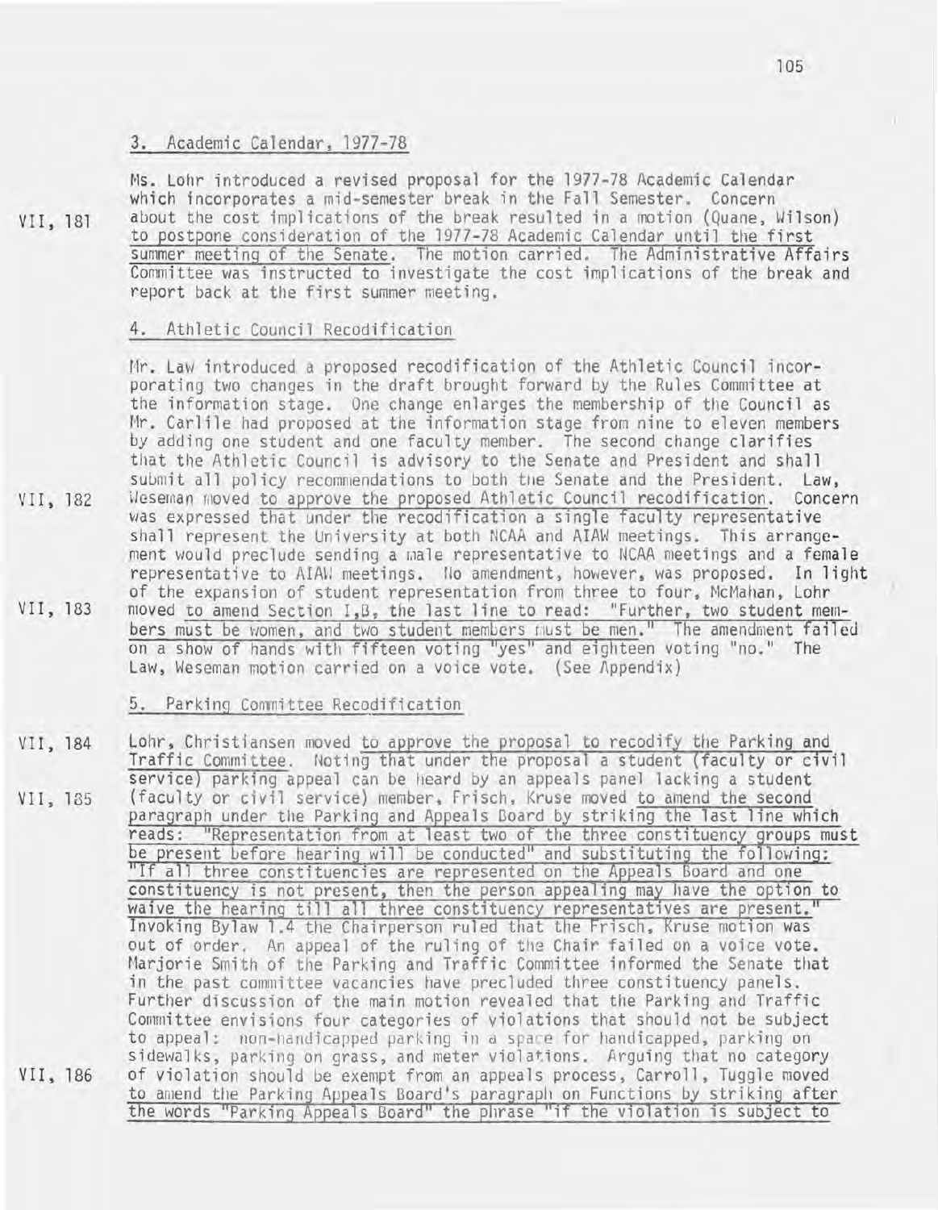### 3. Academic Calendar, 1977-78

Ms. Lohr introduced a revised proposal for the 1977-78 Academic Calendar which incorporates a mid-semester break in the Fall Semester. Concern about the cost implications of the break resulted in a motion (Quane, Wilson) to postpone consideration of the 1977-78 Academic Calendar until the first summer meeting of the Senate. The motion carried. The Administrative Affairs Committee was instructed to investigate the cost implications of the break and report back at the first summer meeting.

VII, 181

### 4. Athletic Council Recodification

Mr. Law introduced a proposed recodification of the Athletic Council incorporating two changes in the draft brought forward by the Rules Committee at the information stage. One change enlarges the membership of the Council as Mr. Carlile had proposed at the information stage from nine to eleven members by adding one student and one faculty member. The second change clarifies that the Athletic Council is advisory to the Senate and President and shall submit all policy recommendations to both the Senate and the President. Law, Weseman moved to approve the proposed Athletic Council recodification. Concern was expressed that under the recodification a single faculty representative shall represent the University at both NCAA and AIAW meetings. This arrangement would preclude sending a male representative to NCAA meetings and a female representative to AIAW meetings. No amendment, however, was proposed. In light of the expansion of student representation from three to four, McMahan, Lohr moved to amend Section I,B, the last line to read: "Further, two student members must be women, and two student members must be men." The amendment failed on a show of hands with fifteen voting "yes" and eighteen voting "no." The Law, Weseman motion carried on a voice vote. (See Appendix)

VII, 182

VII, 183

### 5. Parking Committee Recodification

Lohr, Christiansen moved to approve the proposal to recodify the Parking and Traffic Committee. Noting that under the proposal a student (faculty or civil service) parking appeal can be heard by an appeals panel lacking a student (faculty or civil service) member, Frisch, Kruse moved to amend the second paragraph under the Parking and Appeals Board by striking the last line which reads: "Representation from at least two of the three constituency groups must be present before hearing will be conducted" and substituting the following: "If all three constituencies are represented on the Appeals Board and one constituency is not present, then the person appealing may have the option to waive the hearing till all three constituency representatives are present." Invoking Bylaw 1.4 the Chairperson ruled that the Frisch, Kruse motion was out of order. An appeal of the ruling of the Chair failed on a voice vote. Marjorie Smith of the Parking and Traffic Committee informed the Senate that in the past committee vacancies have precluded three constituency panels. Further discussion of the main motion revealed that the Parking and Traffic Committee envisions four categories of violations that should not be subject to appeal: non-handicapped parking in a space for handicapped, parking on sidewalks, parking on grass, and meter violations. Arguing that no category of violation should be exempt from an appeals process, Carroll, Tuggle moved to amend the Parking Appeals Board's paragraph on Functions by striking after the words "Parking Appeals Board" the phrase "if the violation is subject to

VII, 184

VII, 185

VII, 186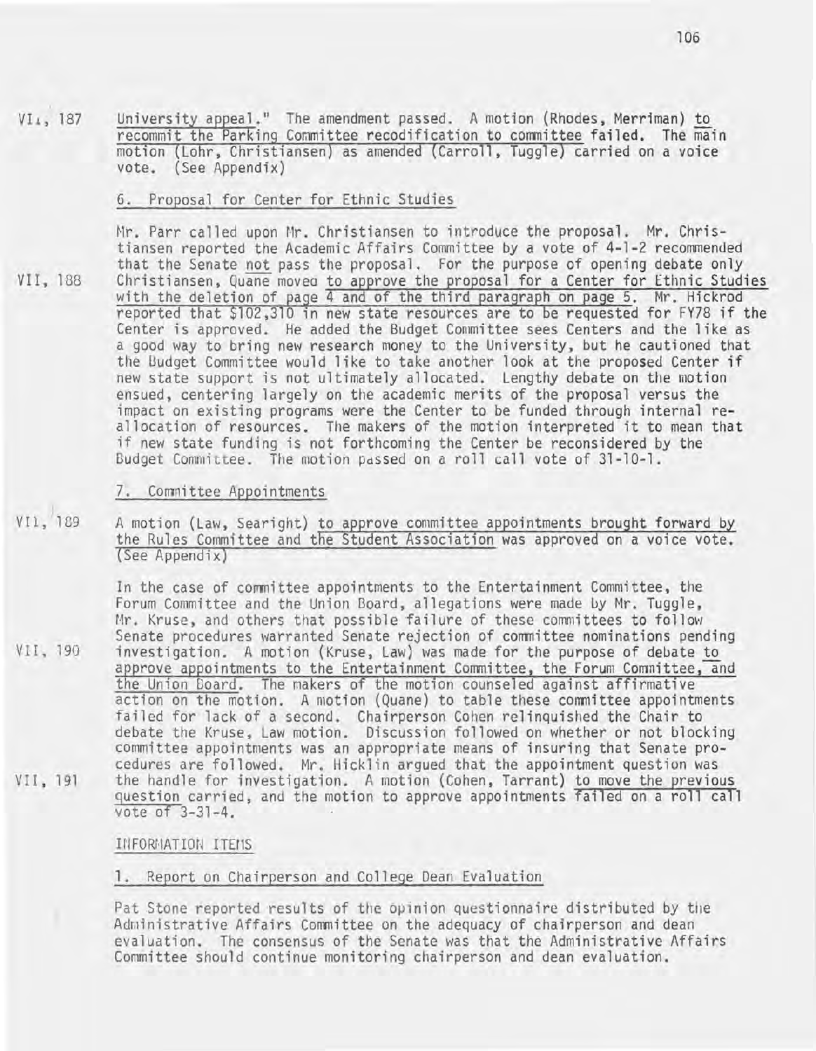VI, 187 University appeal." The amendment passed. A motion (Rhodes, Merriman) to recommit the Parking Committee recodification to committee failed. The main motion (Lohr, Christiansen) as amended (Carroll, Tuggle) carried on a voice vote. (See Appendix)

6. Proposal for Center for Ethnic Studies

Mr. Parr called upon Mr. Christiansen to introduce the proposal. Mr. Christiansen reported the Academic Affairs Committee by a vote of 4-1-2 recommended that the Senate not pass the proposal. For the purpose of opening debate only

VII, 188 Christiansen, Quane moved to approve the proposal for a Center for Ethnic Studies with the deletion of page 4 and of the third paragraph on page 5. Mr. Hickrod reported that $102,310 in new state resources are to be requested for FY78 if the Center is approved. He added the Budget Committee sees Centers and the like as a good way to bring new research money to the University, but he cautioned that the Budget Committee would like to take another look at the proposed Center if new state support is not ultimately allocated. Lengthy debate on the motion ensued, centering largely on the academic merits of the proposal versus the impact on existing programs were the Center to be funded through internal reallocation of resources. The makers of the motion interpreted it to mean that if new state funding is not forthcoming the Center be reconsidered by the Budget Committee. The motion passed on a roll call vote of 31-10-1.

7. Committee Appointments

VII, 189 A motion (Law, Searight) to approve committee appointments brought forward by the Rules Committee and the Student Association was approved on a voice vote. (See Appendix)

In the case of committee appointments to the Entertainment Committee, the Forum Committee and the Union Board, allegations were made by Mr. Tuggle, Mr. Kruse, and others that possible failure of these committees to follow Senate procedures warranted Senate rejection of committee nominations pending

VII, 190 investigation. A motion (Kruse, Law) was made for the purpose of debate to approve appointments to the Entertainment Committee, the Forum Committee, and the Union Board. The makers of the motion counseled against affirmative action on the motion. A motion (Quane) to table these committee appointments failed for lack of a second. Chairperson Cohen relinquished the Chair to debate the Kruse, Law motion. Discussion followed on whether or not blocking committee appointments was an appropriate means of insuring that Senate procedures are followed. Mr. Hicklin argued that the appointment question was

VII, 191 the handle for investigation. A motion (Cohen, Tarrant) to move the previous question carried, and the motion to approve appointments failed on a roll call vote of 3-31-4.

INFORMATION ITEMS

1. Report on Chairperson and College Dean Evaluation

Pat Stone reported results of the opinion questionnaire distributed by the Administrative Affairs Committee on the adequacy of chairperson and dean evaluation. The consensus of the Senate was that the Administrative Affairs Committee should continue monitoring chairperson and dean evaluation.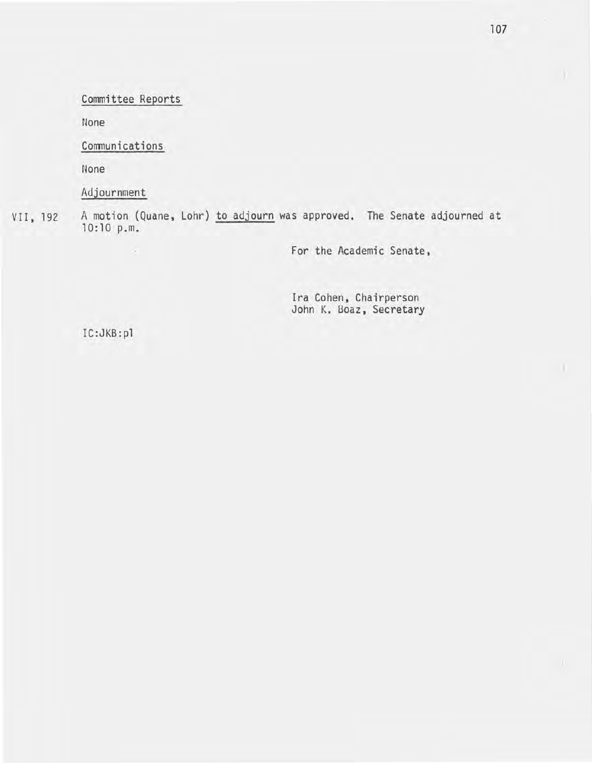<u>Committee Reports</u>

None

<u>Communications</u>

None

<u>Adjournment</u>

VII, 192 A motion (Quane, Lohr) <u>to adjourn</u> was approved. The Senate adjourned at 10:10 p.m.

For the Academic Senate,

Ira Cohen, Chairperson
John K. Boaz, Secretary

IC:JKB:pl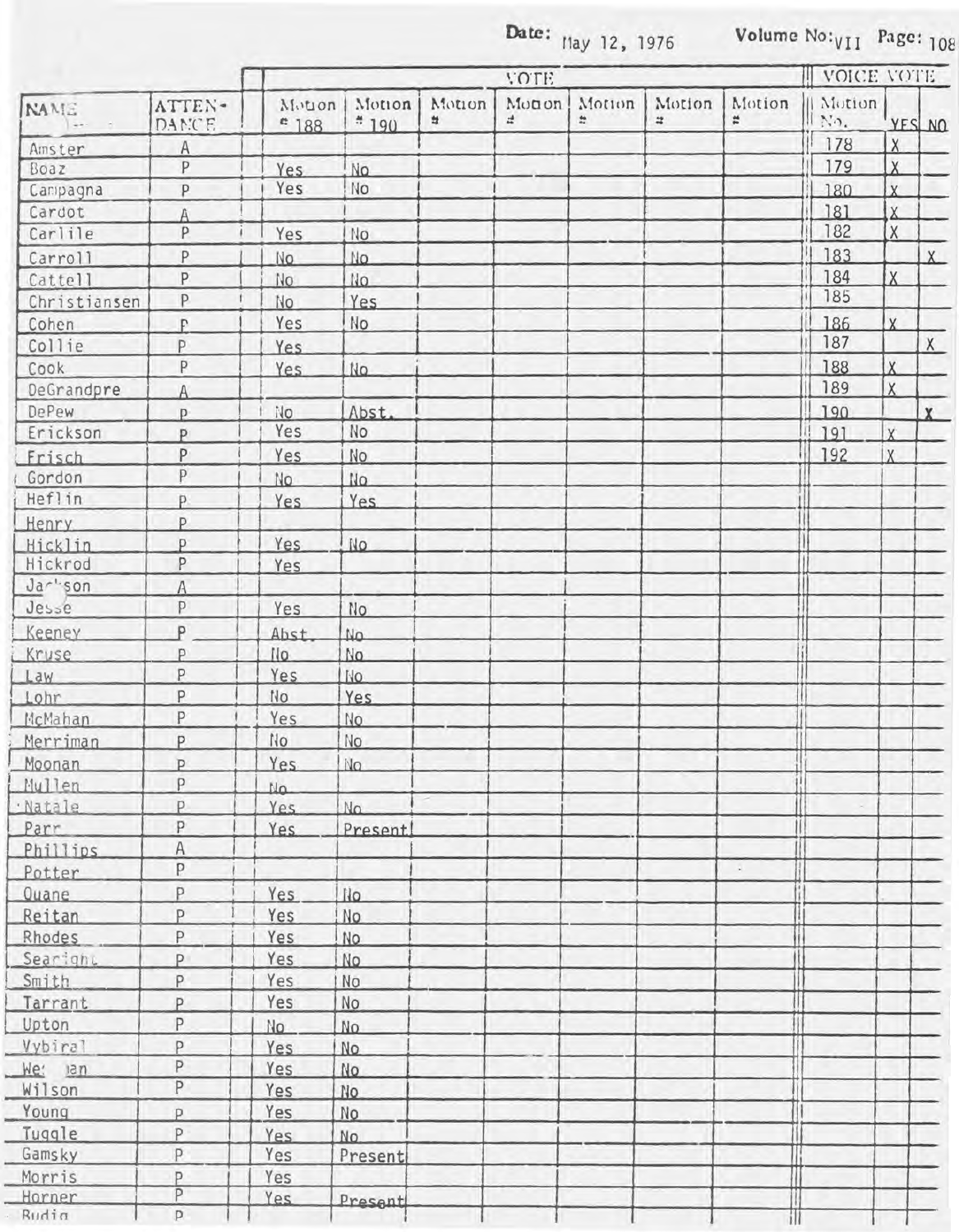Date: May 12, 1976 Volume No: VII Page: 108

| NAME | ATTENDANCE | VOTE Motion # 188 | Motion # 190 | Motion # | Motion # | Motion # | Motion # | Motion # | VOICE VOTE Motion No. | YES | NO |
|---|---|---|---|---|---|---|---|---|---|---|---|
| Amster | A | | | | | | | | 178 | X | |
| Boaz | P | Yes | No | | | | | | 179 | X | |
| Campagna | P | Yes | No | | | | | | 180 | X | |
| Cardot | A | | | | | | | | 181 | X | |
| Carlile | P | Yes | No | | | | | | 182 | X | |
| Carroll | P | No | No | | | | | | 183 | | X |
| Cattell | P | No | No | | | | | | 184 | X | |
| Christiansen | P | No | Yes | | | | | | 185 | | |
| Cohen | P | Yes | No | | | | | | 186 | X | |
| Collie | P | Yes | | | | | | | 187 | | X |
| Cook | P | Yes | No | | | | | | 188 | X | |
| DeGrandpre | A | | | | | | | | 189 | X | |
| DePew | P | No | Abst. | | | | | | 190 | | X |
| Erickson | P | Yes | No | | | | | | 191 | X | |
| Frisch | P | Yes | No | | | | | | 192 | X | |
| Gordon | P | No | No | | | | | | | | |
| Heflin | P | Yes | Yes | | | | | | | | |
| Henry | P | | | | | | | | | | |
| Hicklin | P | Yes | No | | | | | | | | |
| Hickrod | P | Yes | | | | | | | | | |
| Jackson | A | | | | | | | | | | |
| Jesse | P | Yes | No | | | | | | | | |
| Keeney | P | Abst. | No | | | | | | | | |
| Kruse | P | No | No | | | | | | | | |
| Law | P | Yes | No | | | | | | | | |
| Lohr | P | No | Yes | | | | | | | | |
| McMahan | P | Yes | No | | | | | | | | |
| Merriman | P | No | No | | | | | | | | |
| Moonan | P | Yes | No | | | | | | | | |
| Mullen | P | No | | | | | | | | | |
| Natale | P | Yes | No | | | | | | | | |
| Parr | P | Yes | Present | | | | | | | | |
| Phillips | A | | | | | | | | | | |
| Potter | P | | | | | | | | | | |
| Quane | P | Yes | No | | | | | | | | |
| Reitan | P | Yes | No | | | | | | | | |
| Rhodes | P | Yes | No | | | | | | | | |
| Searight | P | Yes | No | | | | | | | | |
| Smith | P | Yes | No | | | | | | | | |
| Tarrant | P | Yes | No | | | | | | | | |
| Upton | P | No | No | | | | | | | | |
| Vybiral | P | Yes | No | | | | | | | | |
| Weisman | P | Yes | No | | | | | | | | |
| Wilson | P | Yes | No | | | | | | | | |
| Young | P | Yes | No | | | | | | | | |
| Tuggle | P | Yes | No | | | | | | | | |
| Gamsky | P | Yes | Present | | | | | | | | |
| Morris | P | Yes | | | | | | | | | |
| Horner | P | Yes | Present | | | | | | | | |
| Budig | P | | | | | | | | | | |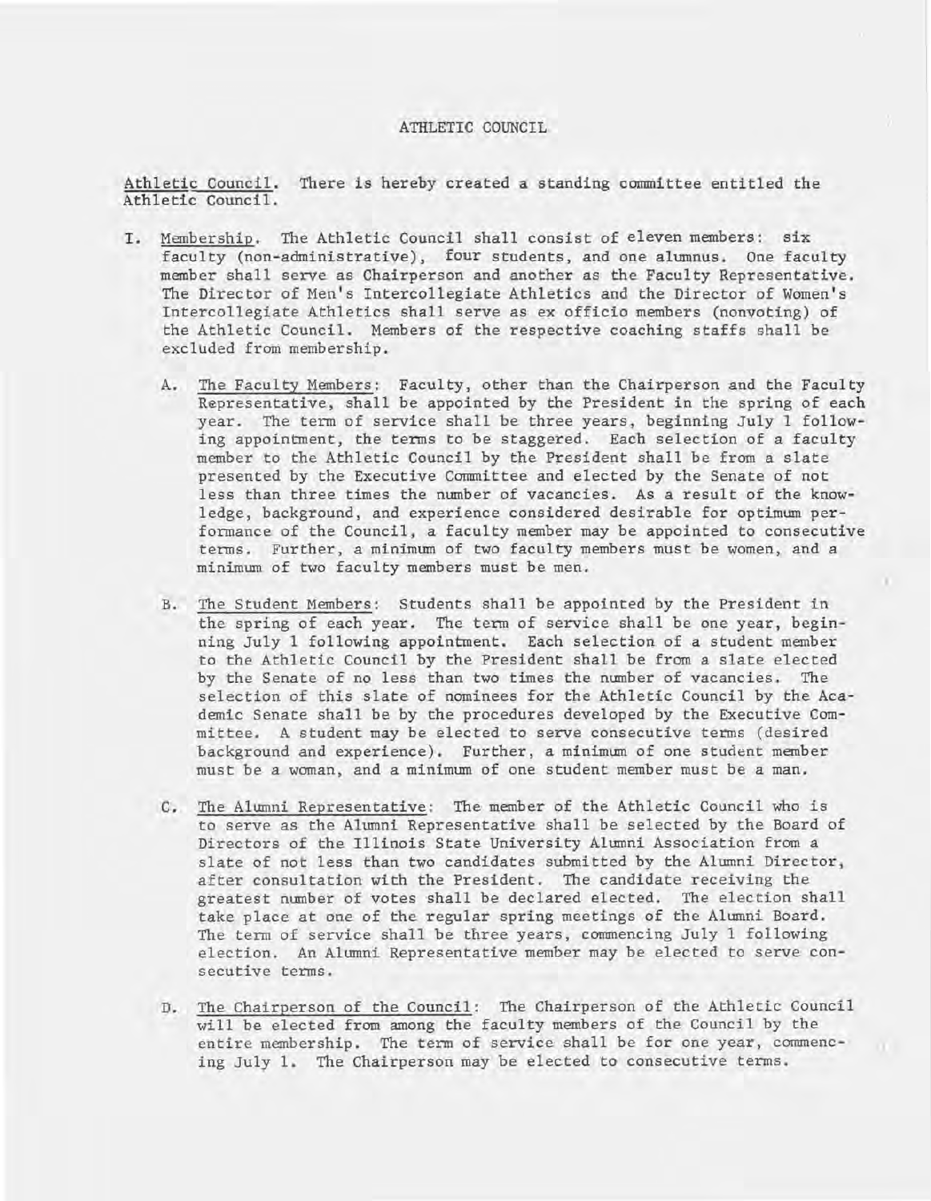# ATHLETIC COUNCIL

Athletic Council. There is hereby created a standing committee entitled the Athletic Council.

I. Membership. The Athletic Council shall consist of eleven members: six faculty (non-administrative), four students, and one alumnus. One faculty member shall serve as Chairperson and another as the Faculty Representative. The Director of Men's Intercollegiate Athletics and the Director of Women's Intercollegiate Athletics shall serve as ex officio members (nonvoting) of the Athletic Council. Members of the respective coaching staffs shall be excluded from membership.

   A. The Faculty Members: Faculty, other than the Chairperson and the Faculty Representative, shall be appointed by the President in the spring of each year. The term of service shall be three years, beginning July 1 following appointment, the terms to be staggered. Each selection of a faculty member to the Athletic Council by the President shall be from a slate presented by the Executive Committee and elected by the Senate of not less than three times the number of vacancies. As a result of the knowledge, background, and experience considered desirable for optimum performance of the Council, a faculty member may be appointed to consecutive terms. Further, a minimum of two faculty members must be women, and a minimum of two faculty members must be men.

   B. The Student Members: Students shall be appointed by the President in the spring of each year. The term of service shall be one year, beginning July 1 following appointment. Each selection of a student member to the Athletic Council by the President shall be from a slate elected by the Senate of no less than two times the number of vacancies. The selection of this slate of nominees for the Athletic Council by the Academic Senate shall be by the procedures developed by the Executive Committee. A student may be elected to serve consecutive terms (desired background and experience). Further, a minimum of one student member must be a woman, and a minimum of one student member must be a man.

   C. The Alumni Representative: The member of the Athletic Council who is to serve as the Alumni Representative shall be selected by the Board of Directors of the Illinois State University Alumni Association from a slate of not less than two candidates submitted by the Alumni Director, after consultation with the President. The candidate receiving the greatest number of votes shall be declared elected. The election shall take place at one of the regular spring meetings of the Alumni Board. The term of service shall be three years, commencing July 1 following election. An Alumni Representative member may be elected to serve consecutive terms.

   D. The Chairperson of the Council: The Chairperson of the Athletic Council will be elected from among the faculty members of the Council by the entire membership. The term of service shall be for one year, commencing July 1. The Chairperson may be elected to consecutive terms.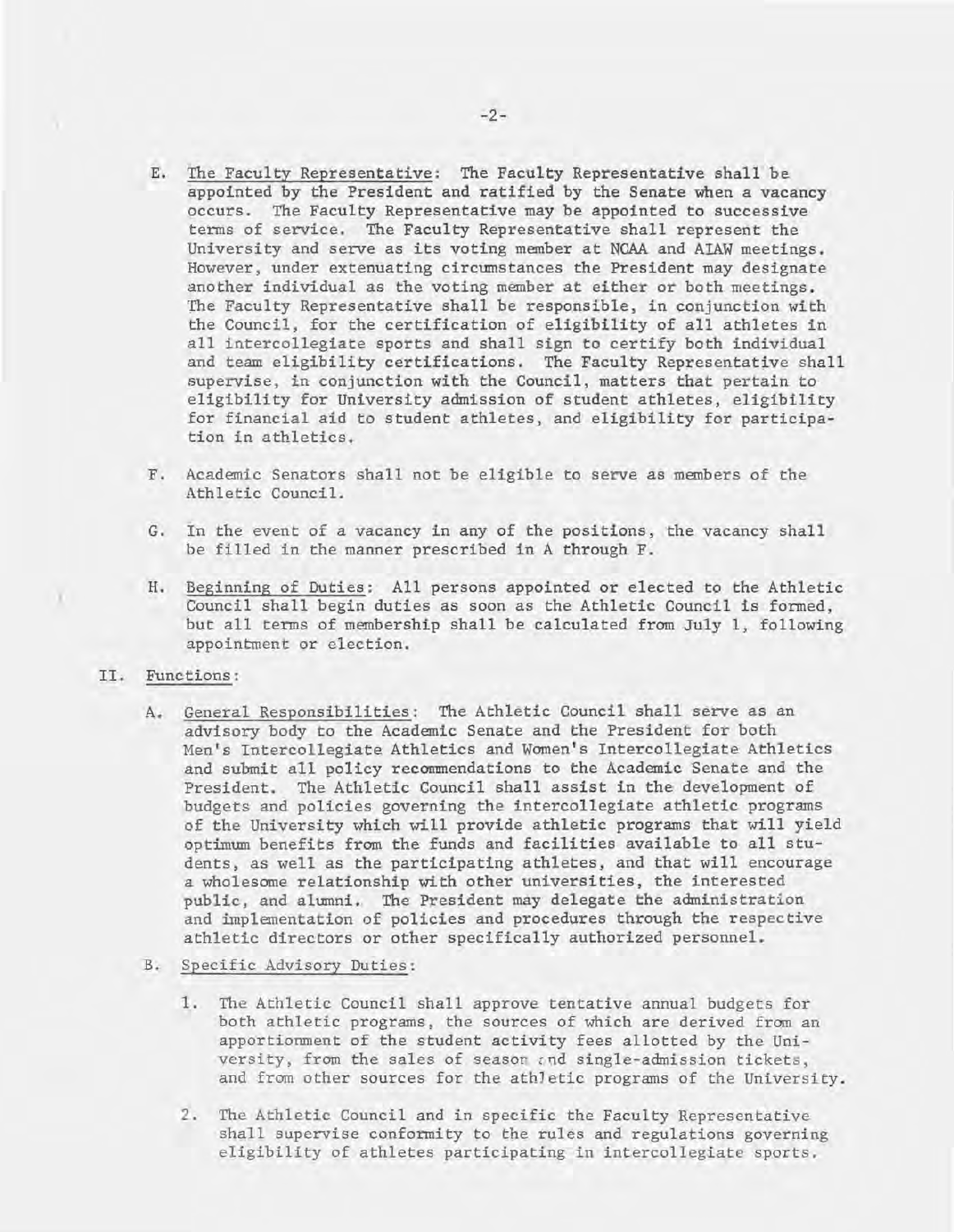E. <u>The Faculty Representative</u>: The Faculty Representative shall be appointed by the President and ratified by the Senate when a vacancy occurs. The Faculty Representative may be appointed to successive terms of service. The Faculty Representative shall represent the University and serve as its voting member at NCAA and AIAW meetings. However, under extenuating circumstances the President may designate another individual as the voting member at either or both meetings. The Faculty Representative shall be responsible, in conjunction with the Council, for the certification of eligibility of all athletes in all intercollegiate sports and shall sign to certify both individual and team eligibility certifications. The Faculty Representative shall supervise, in conjunction with the Council, matters that pertain to eligibility for University admission of student athletes, eligibility for financial aid to student athletes, and eligibility for participation in athletics.

F. Academic Senators shall not be eligible to serve as members of the Athletic Council.

G. In the event of a vacancy in any of the positions, the vacancy shall be filled in the manner prescribed in A through F.

H. <u>Beginning of Duties</u>: All persons appointed or elected to the Athletic Council shall begin duties as soon as the Athletic Council is formed, but all terms of membership shall be calculated from July 1, following appointment or election.

II. <u>Functions</u>:

A. <u>General Responsibilities</u>: The Athletic Council shall serve as an advisory body to the Academic Senate and the President for both Men's Intercollegiate Athletics and Women's Intercollegiate Athletics and submit all policy recommendations to the Academic Senate and the President. The Athletic Council shall assist in the development of budgets and policies governing the intercollegiate athletic programs of the University which will provide athletic programs that will yield optimum benefits from the funds and facilities available to all students, as well as the participating athletes, and that will encourage a wholesome relationship with other universities, the interested public, and alumni. The President may delegate the administration and implementation of policies and procedures through the respective athletic directors or other specifically authorized personnel.

B. <u>Specific Advisory Duties</u>:

1. The Athletic Council shall approve tentative annual budgets for both athletic programs, the sources of which are derived from an apportionment of the student activity fees allotted by the University, from the sales of season and single-admission tickets, and from other sources for the athletic programs of the University.

2. The Athletic Council and in specific the Faculty Representative shall supervise conformity to the rules and regulations governing eligibility of athletes participating in intercollegiate sports.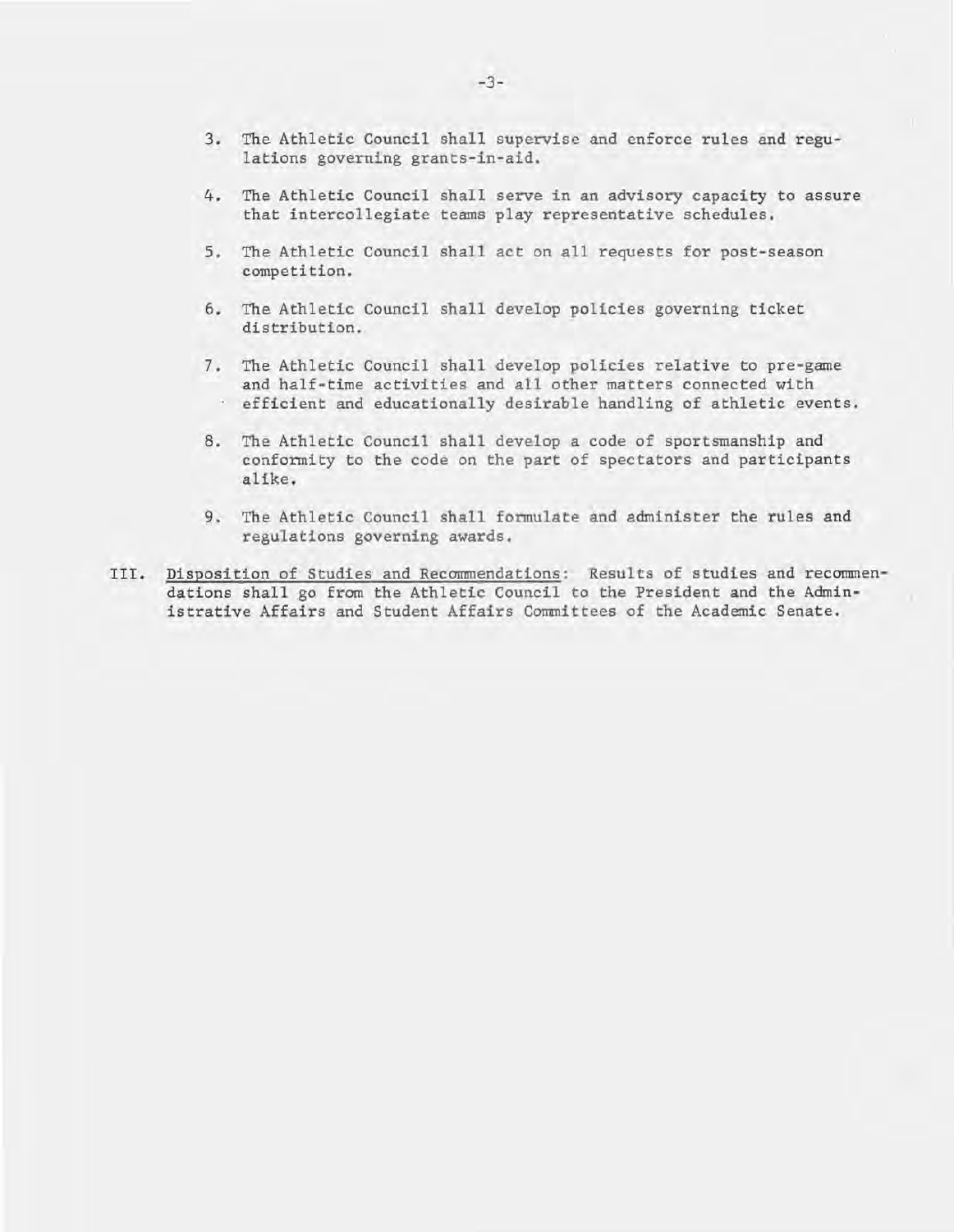3. The Athletic Council shall supervise and enforce rules and regulations governing grants-in-aid.

4. The Athletic Council shall serve in an advisory capacity to assure that intercollegiate teams play representative schedules.

5. The Athletic Council shall act on all requests for post-season competition.

6. The Athletic Council shall develop policies governing ticket distribution.

7. The Athletic Council shall develop policies relative to pre-game and half-time activities and all other matters connected with efficient and educationally desirable handling of athletic events.

8. The Athletic Council shall develop a code of sportsmanship and conformity to the code on the part of spectators and participants alike.

9. The Athletic Council shall formulate and administer the rules and regulations governing awards.

III. <u>Disposition of Studies and Recommendations</u>: Results of studies and recommendations shall go from the Athletic Council to the President and the Administrative Affairs and Student Affairs Committees of the Academic Senate.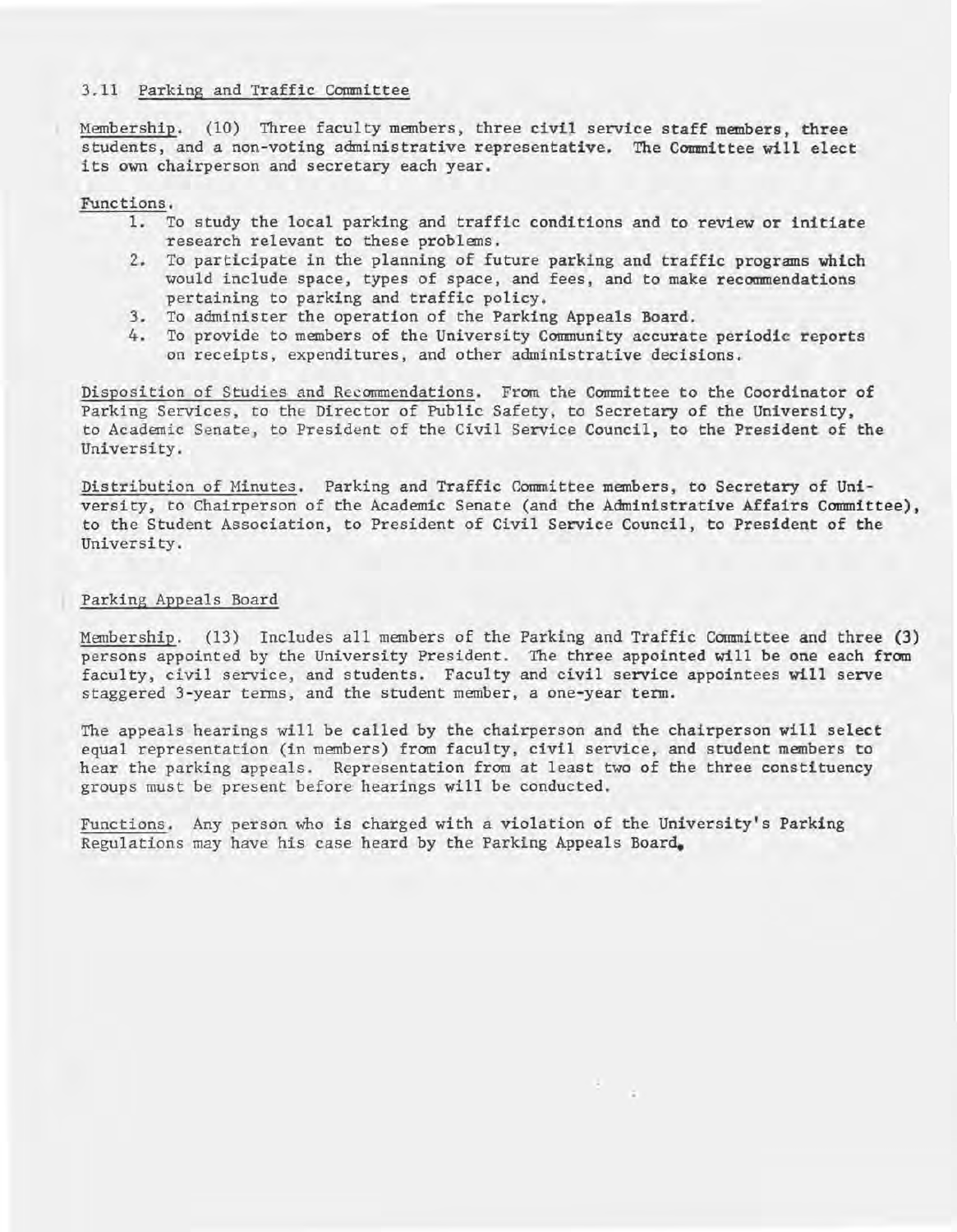## 3.11 Parking and Traffic Committee

Membership. (10) Three faculty members, three civil service staff members, three students, and a non-voting administrative representative. The Committee will elect its own chairperson and secretary each year.

Functions.

1. To study the local parking and traffic conditions and to review or initiate research relevant to these problems.
2. To participate in the planning of future parking and traffic programs which would include space, types of space, and fees, and to make recommendations pertaining to parking and traffic policy.
3. To administer the operation of the Parking Appeals Board.
4. To provide to members of the University Community accurate periodic reports on receipts, expenditures, and other administrative decisions.

Disposition of Studies and Recommendations. From the Committee to the Coordinator of Parking Services, to the Director of Public Safety, to Secretary of the University, to Academic Senate, to President of the Civil Service Council, to the President of the University.

Distribution of Minutes. Parking and Traffic Committee members, to Secretary of University, to Chairperson of the Academic Senate (and the Administrative Affairs Committee), to the Student Association, to President of Civil Service Council, to President of the University.

### Parking Appeals Board

Membership. (13) Includes all members of the Parking and Traffic Committee and three (3) persons appointed by the University President. The three appointed will be one each from faculty, civil service, and students. Faculty and civil service appointees will serve staggered 3-year terms, and the student member, a one-year term.

The appeals hearings will be called by the chairperson and the chairperson will select equal representation (in members) from faculty, civil service, and student members to hear the parking appeals. Representation from at least two of the three constituency groups must be present before hearings will be conducted.

Functions. Any person who is charged with a violation of the University's Parking Regulations may have his case heard by the Parking Appeals Board.